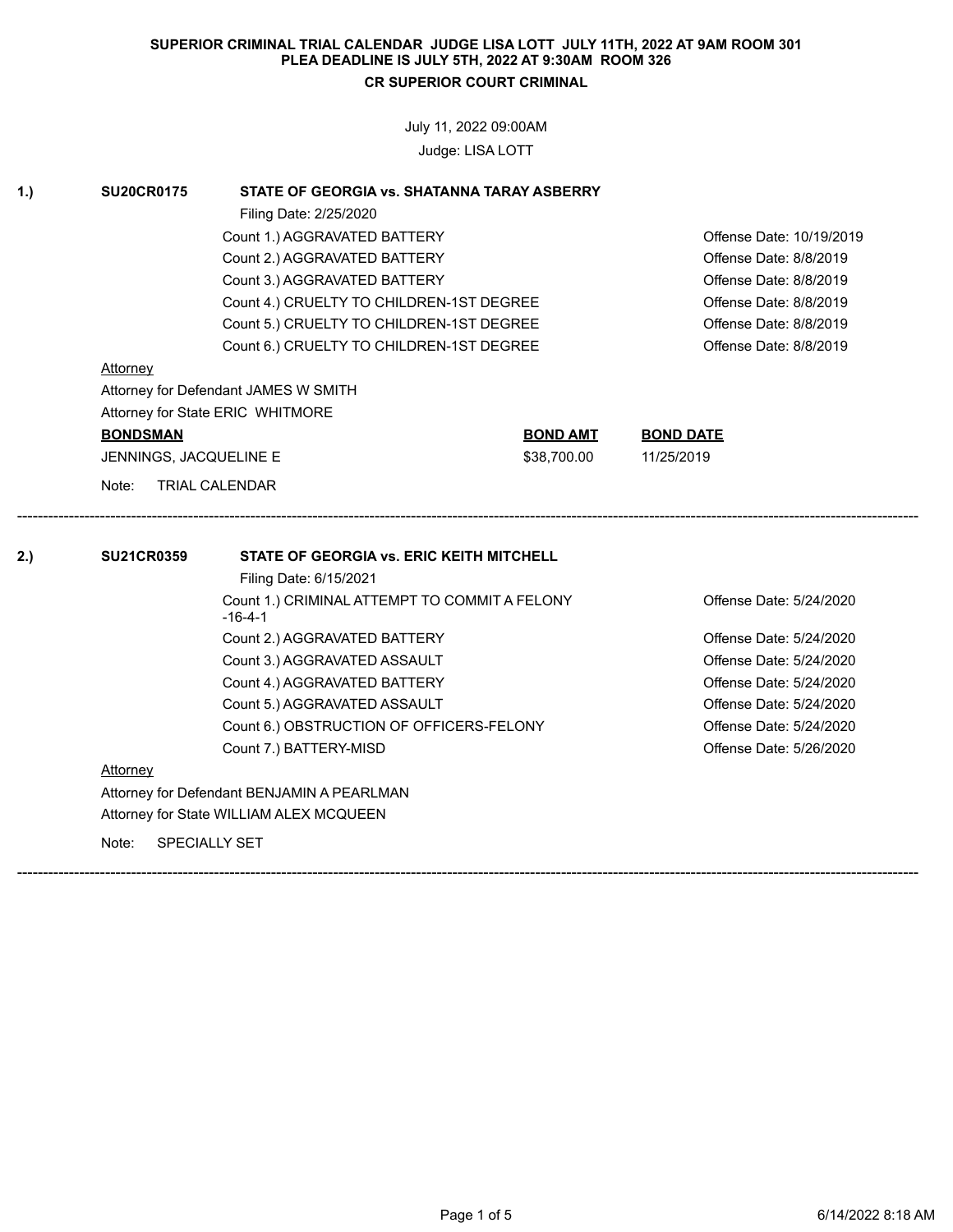**SUPERIOR CRIMINAL TRIAL CALENDAR JUDGE LISA LOTT JULY 11TH, 2022 AT 9AM ROOM 301**
**PLEA DEADLINE IS JULY 5TH, 2022 AT 9:30AM ROOM 326**
**CR SUPERIOR COURT CRIMINAL**

July 11, 2022 09:00AM
Judge: LISA LOTT

---

**1.) SU20CR0175 STATE OF GEORGIA vs. SHATANNA TARAY ASBERRY**

Filing Date: 2/25/2020

| Count | Offense Date |
|---|---|
| Count 1.) AGGRAVATED BATTERY | Offense Date: 10/19/2019 |
| Count 2.) AGGRAVATED BATTERY | Offense Date: 8/8/2019 |
| Count 3.) AGGRAVATED BATTERY | Offense Date: 8/8/2019 |
| Count 4.) CRUELTY TO CHILDREN-1ST DEGREE | Offense Date: 8/8/2019 |
| Count 5.) CRUELTY TO CHILDREN-1ST DEGREE | Offense Date: 8/8/2019 |
| Count 6.) CRUELTY TO CHILDREN-1ST DEGREE | Offense Date: 8/8/2019 |

Attorney

Attorney for Defendant JAMES W SMITH
Attorney for State ERIC WHITMORE

| BONDSMAN | BOND AMT | BOND DATE |
|---|---|---|
| JENNINGS, JACQUELINE E | $38,700.00 | 11/25/2019 |

Note: TRIAL CALENDAR

---

**2.) SU21CR0359 STATE OF GEORGIA vs. ERIC KEITH MITCHELL**

Filing Date: 6/15/2021

| Count | Offense Date |
|---|---|
| Count 1.) CRIMINAL ATTEMPT TO COMMIT A FELONY -16-4-1 | Offense Date: 5/24/2020 |
| Count 2.) AGGRAVATED BATTERY | Offense Date: 5/24/2020 |
| Count 3.) AGGRAVATED ASSAULT | Offense Date: 5/24/2020 |
| Count 4.) AGGRAVATED BATTERY | Offense Date: 5/24/2020 |
| Count 5.) AGGRAVATED ASSAULT | Offense Date: 5/24/2020 |
| Count 6.) OBSTRUCTION OF OFFICERS-FELONY | Offense Date: 5/24/2020 |
| Count 7.) BATTERY-MISD | Offense Date: 5/26/2020 |

Attorney

Attorney for Defendant BENJAMIN A PEARLMAN
Attorney for State WILLIAM ALEX MCQUEEN

Note: SPECIALLY SET

---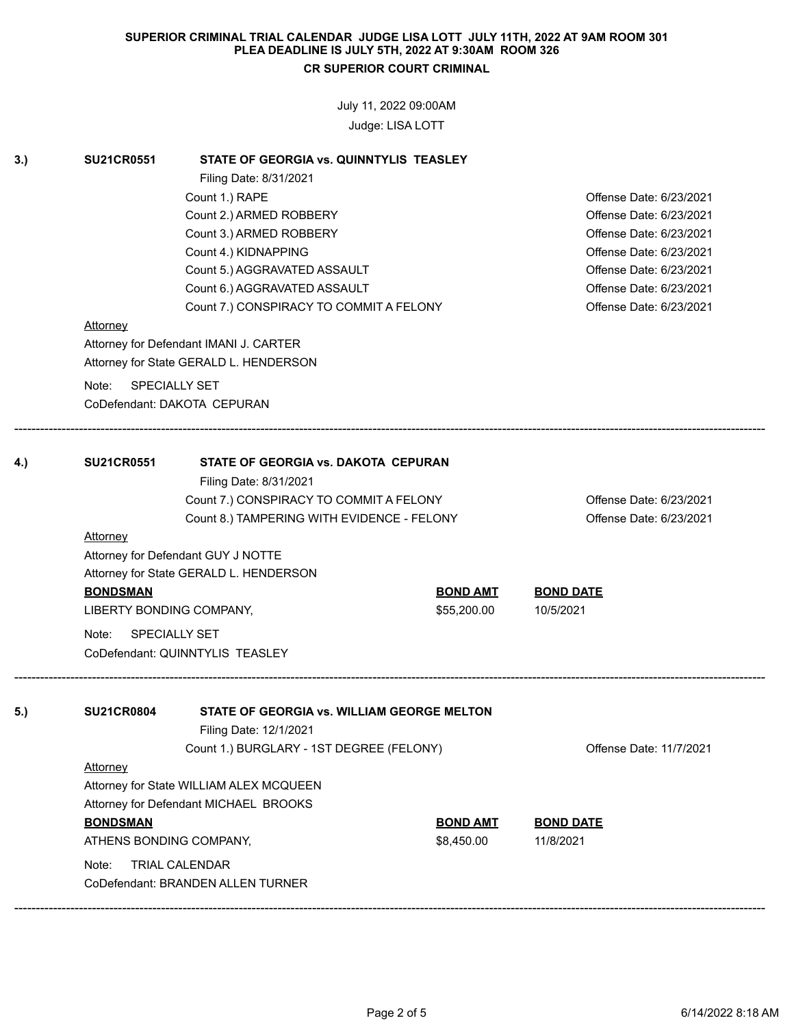**SUPERIOR CRIMINAL TRIAL CALENDAR JUDGE LISA LOTT JULY 11TH, 2022 AT 9AM ROOM 301**
**PLEA DEADLINE IS JULY 5TH, 2022 AT 9:30AM ROOM 326**
**CR SUPERIOR COURT CRIMINAL**

July 11, 2022 09:00AM
Judge: LISA LOTT

**3.) SU21CR0551 STATE OF GEORGIA vs. QUINNTYLIS TEASLEY**

Filing Date: 8/31/2021

| Count | Offense Date |
|---|---|
| Count 1.) RAPE | Offense Date: 6/23/2021 |
| Count 2.) ARMED ROBBERY | Offense Date: 6/23/2021 |
| Count 3.) ARMED ROBBERY | Offense Date: 6/23/2021 |
| Count 4.) KIDNAPPING | Offense Date: 6/23/2021 |
| Count 5.) AGGRAVATED ASSAULT | Offense Date: 6/23/2021 |
| Count 6.) AGGRAVATED ASSAULT | Offense Date: 6/23/2021 |
| Count 7.) CONSPIRACY TO COMMIT A FELONY | Offense Date: 6/23/2021 |

Attorney
Attorney for Defendant IMANI J. CARTER
Attorney for State GERALD L. HENDERSON

Note: SPECIALLY SET
CoDefendant: DAKOTA CEPURAN

---

**4.) SU21CR0551 STATE OF GEORGIA vs. DAKOTA CEPURAN**

Filing Date: 8/31/2021

| Count | Offense Date |
|---|---|
| Count 7.) CONSPIRACY TO COMMIT A FELONY | Offense Date: 6/23/2021 |
| Count 8.) TAMPERING WITH EVIDENCE - FELONY | Offense Date: 6/23/2021 |

Attorney
Attorney for Defendant GUY J NOTTE
Attorney for State GERALD L. HENDERSON

| BONDSMAN | BOND AMT | BOND DATE |
|---|---|---|
| LIBERTY BONDING COMPANY, | $55,200.00 | 10/5/2021 |

Note: SPECIALLY SET
CoDefendant: QUINNTYLIS TEASLEY

---

**5.) SU21CR0804 STATE OF GEORGIA vs. WILLIAM GEORGE MELTON**

Filing Date: 12/1/2021

| Count | Offense Date |
|---|---|
| Count 1.) BURGLARY - 1ST DEGREE (FELONY) | Offense Date: 11/7/2021 |

Attorney
Attorney for State WILLIAM ALEX MCQUEEN
Attorney for Defendant MICHAEL BROOKS

| BONDSMAN | BOND AMT | BOND DATE |
|---|---|---|
| ATHENS BONDING COMPANY, | $8,450.00 | 11/8/2021 |

Note: TRIAL CALENDAR
CoDefendant: BRANDEN ALLEN TURNER

---

6/14/2022 8:18 AM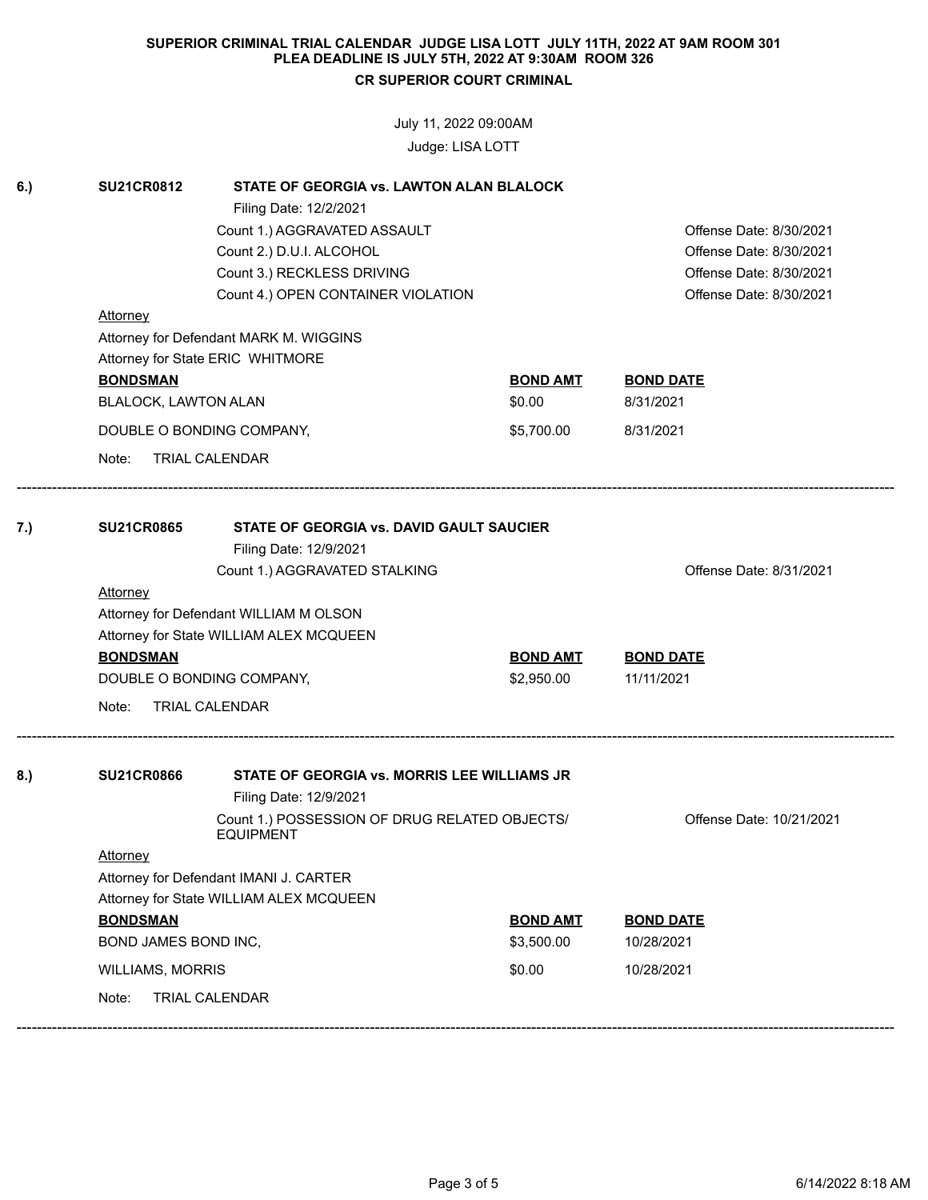**SUPERIOR CRIMINAL TRIAL CALENDAR JUDGE LISA LOTT JULY 11TH, 2022 AT 9AM ROOM 301**
**PLEA DEADLINE IS JULY 5TH, 2022 AT 9:30AM ROOM 326**
**CR SUPERIOR COURT CRIMINAL**

July 11, 2022 09:00AM
Judge: LISA LOTT

**6.) SU21CR0812 — STATE OF GEORGIA vs. LAWTON ALAN BLALOCK**

Filing Date: 12/2/2021

| Count | Offense Date |
|---|---|
| Count 1.) AGGRAVATED ASSAULT | Offense Date: 8/30/2021 |
| Count 2.) D.U.I. ALCOHOL | Offense Date: 8/30/2021 |
| Count 3.) RECKLESS DRIVING | Offense Date: 8/30/2021 |
| Count 4.) OPEN CONTAINER VIOLATION | Offense Date: 8/30/2021 |

Attorney

Attorney for Defendant MARK M. WIGGINS
Attorney for State ERIC WHITMORE

| BONDSMAN | BOND AMT | BOND DATE |
|---|---|---|
| BLALOCK, LAWTON ALAN | $0.00 | 8/31/2021 |
| DOUBLE O BONDING COMPANY, | $5,700.00 | 8/31/2021 |

Note: TRIAL CALENDAR

---

**7.) SU21CR0865 — STATE OF GEORGIA vs. DAVID GAULT SAUCIER**

Filing Date: 12/9/2021

| Count | Offense Date |
|---|---|
| Count 1.) AGGRAVATED STALKING | Offense Date: 8/31/2021 |

Attorney

Attorney for Defendant WILLIAM M OLSON
Attorney for State WILLIAM ALEX MCQUEEN

| BONDSMAN | BOND AMT | BOND DATE |
|---|---|---|
| DOUBLE O BONDING COMPANY, | $2,950.00 | 11/11/2021 |

Note: TRIAL CALENDAR

---

**8.) SU21CR0866 — STATE OF GEORGIA vs. MORRIS LEE WILLIAMS JR**

Filing Date: 12/9/2021

| Count | Offense Date |
|---|---|
| Count 1.) POSSESSION OF DRUG RELATED OBJECTS/ EQUIPMENT | Offense Date: 10/21/2021 |

Attorney

Attorney for Defendant IMANI J. CARTER
Attorney for State WILLIAM ALEX MCQUEEN

| BONDSMAN | BOND AMT | BOND DATE |
|---|---|---|
| BOND JAMES BOND INC, | $3,500.00 | 10/28/2021 |
| WILLIAMS, MORRIS | $0.00 | 10/28/2021 |

Note: TRIAL CALENDAR

---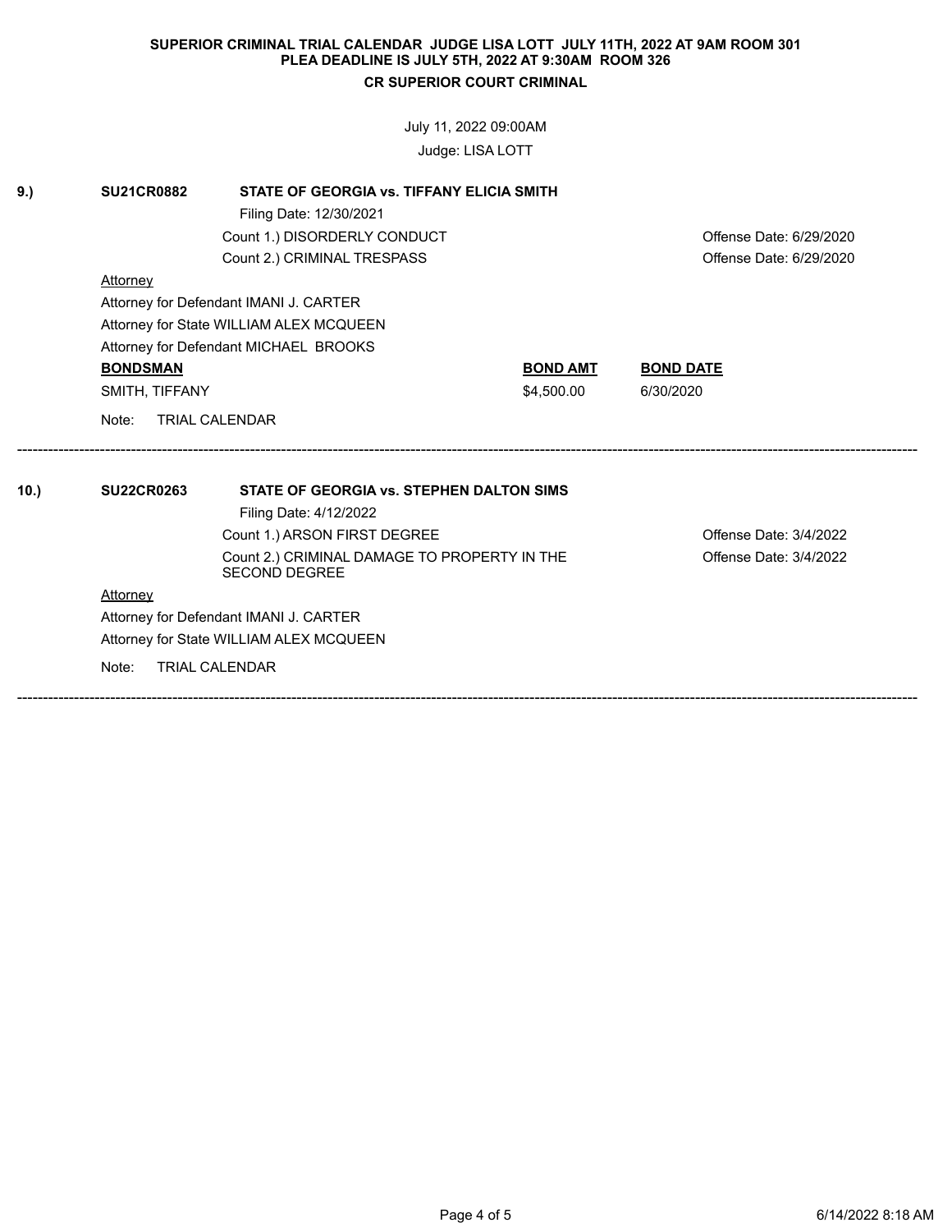**SUPERIOR CRIMINAL TRIAL CALENDAR JUDGE LISA LOTT JULY 11TH, 2022 AT 9AM ROOM 301**
**PLEA DEADLINE IS JULY 5TH, 2022 AT 9:30AM ROOM 326**

**CR SUPERIOR COURT CRIMINAL**

July 11, 2022 09:00AM

Judge: LISA LOTT

**9.) SU21CR0882 STATE OF GEORGIA vs. TIFFANY ELICIA SMITH**

Filing Date: 12/30/2021

Count 1.) DISORDERLY CONDUCT — Offense Date: 6/29/2020

Count 2.) CRIMINAL TRESPASS — Offense Date: 6/29/2020

Attorney

Attorney for Defendant IMANI J. CARTER

Attorney for State WILLIAM ALEX MCQUEEN

Attorney for Defendant MICHAEL BROOKS

| BONDSMAN | BOND AMT | BOND DATE |
|---|---|---|
| SMITH, TIFFANY | $4,500.00 | 6/30/2020 |

Note: TRIAL CALENDAR

---

**10.) SU22CR0263 STATE OF GEORGIA vs. STEPHEN DALTON SIMS**

Filing Date: 4/12/2022

Count 1.) ARSON FIRST DEGREE — Offense Date: 3/4/2022

Count 2.) CRIMINAL DAMAGE TO PROPERTY IN THE SECOND DEGREE — Offense Date: 3/4/2022

Attorney

Attorney for Defendant IMANI J. CARTER

Attorney for State WILLIAM ALEX MCQUEEN

Note: TRIAL CALENDAR

---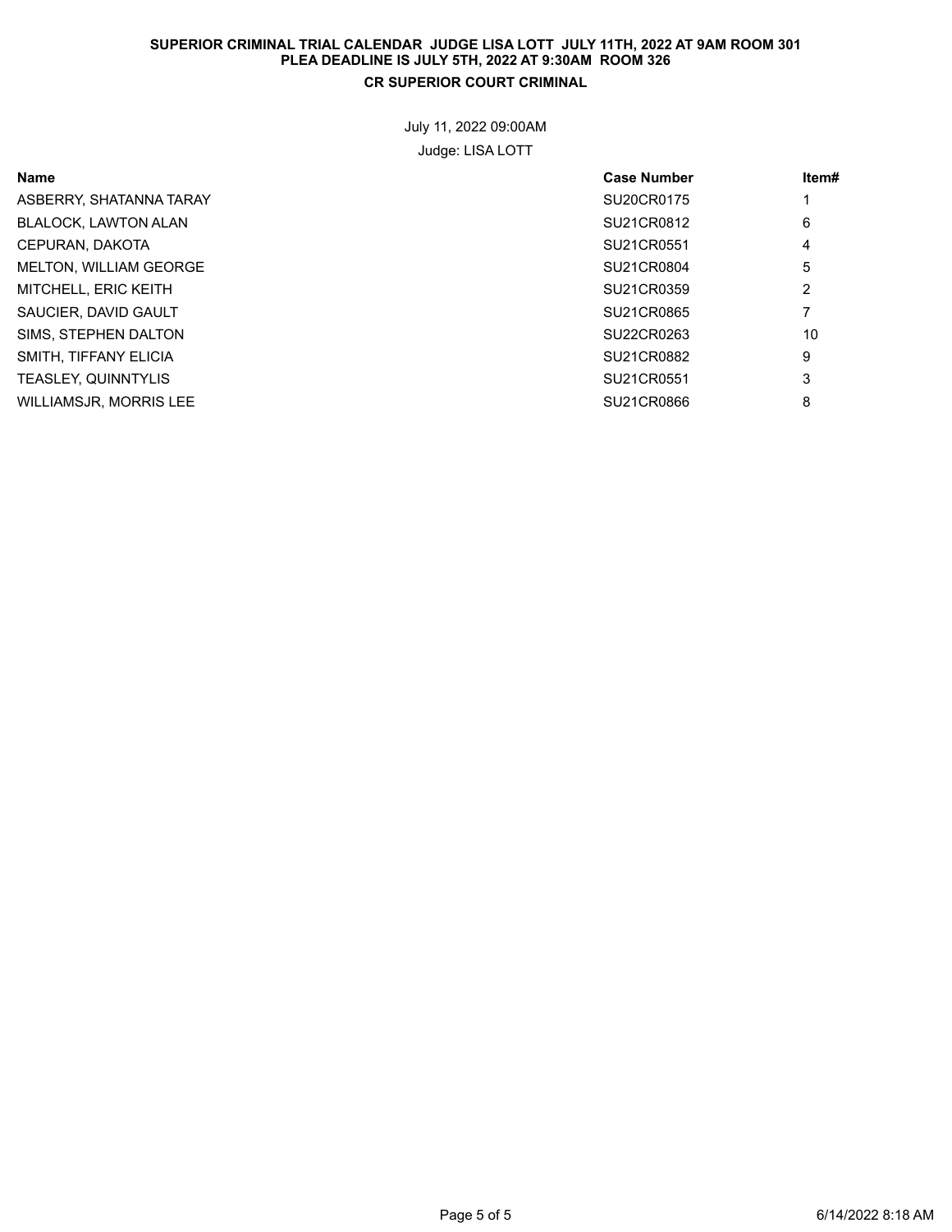**SUPERIOR CRIMINAL TRIAL CALENDAR JUDGE LISA LOTT JULY 11TH, 2022 AT 9AM ROOM 301**
**PLEA DEADLINE IS JULY 5TH, 2022 AT 9:30AM ROOM 326**
**CR SUPERIOR COURT CRIMINAL**

July 11, 2022 09:00AM
Judge: LISA LOTT

| Name | Case Number | Item# |
|---|---|---|
| ASBERRY, SHATANNA TARAY | SU20CR0175 | 1 |
| BLALOCK, LAWTON ALAN | SU21CR0812 | 6 |
| CEPURAN, DAKOTA | SU21CR0551 | 4 |
| MELTON, WILLIAM GEORGE | SU21CR0804 | 5 |
| MITCHELL, ERIC KEITH | SU21CR0359 | 2 |
| SAUCIER, DAVID GAULT | SU21CR0865 | 7 |
| SIMS, STEPHEN DALTON | SU22CR0263 | 10 |
| SMITH, TIFFANY ELICIA | SU21CR0882 | 9 |
| TEASLEY, QUINNTYLIS | SU21CR0551 | 3 |
| WILLIAMSJR, MORRIS LEE | SU21CR0866 | 8 |

6/14/2022 8:18 AM